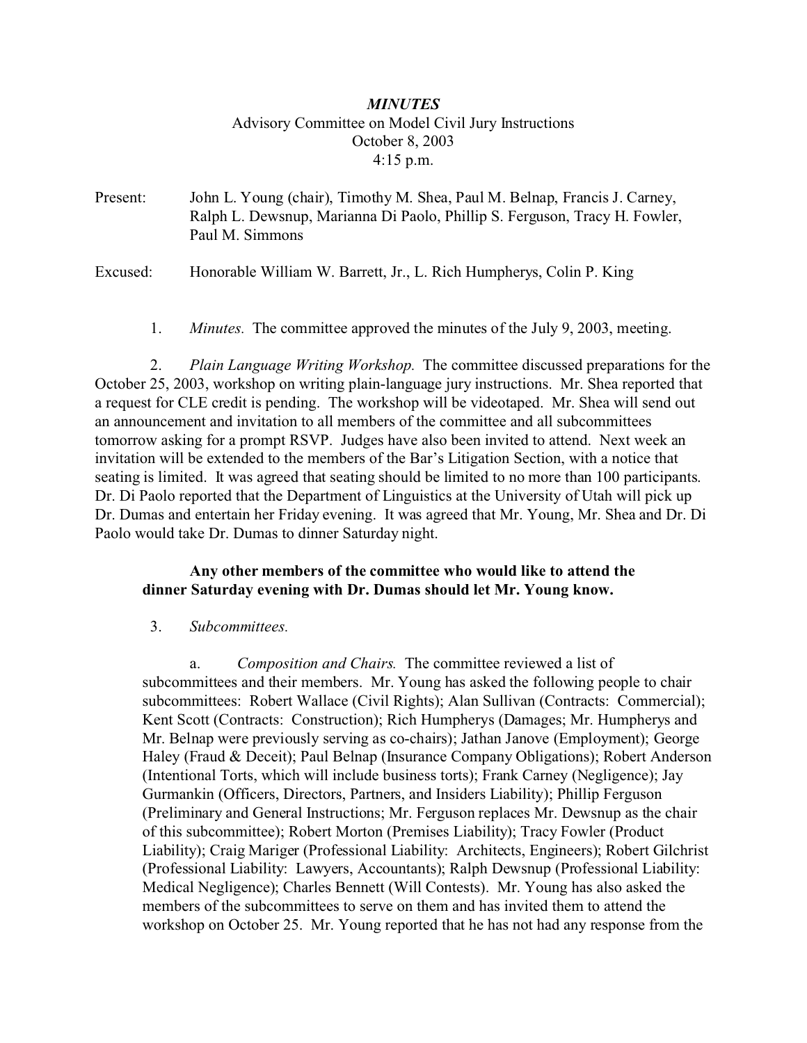# *MINUTES*

Advisory Committee on Model Civil Jury Instructions
October 8, 2003
4:15 p.m.

Present: John L. Young (chair), Timothy M. Shea, Paul M. Belnap, Francis J. Carney, Ralph L. Dewsnup, Marianna Di Paolo, Phillip S. Ferguson, Tracy H. Fowler, Paul M. Simmons

Excused: Honorable William W. Barrett, Jr., L. Rich Humpherys, Colin P. King

1. *Minutes.* The committee approved the minutes of the July 9, 2003, meeting.

2. *Plain Language Writing Workshop.* The committee discussed preparations for the October 25, 2003, workshop on writing plain-language jury instructions. Mr. Shea reported that a request for CLE credit is pending. The workshop will be videotaped. Mr. Shea will send out an announcement and invitation to all members of the committee and all subcommittees tomorrow asking for a prompt RSVP. Judges have also been invited to attend. Next week an invitation will be extended to the members of the Bar's Litigation Section, with a notice that seating is limited. It was agreed that seating should be limited to no more than 100 participants. Dr. Di Paolo reported that the Department of Linguistics at the University of Utah will pick up Dr. Dumas and entertain her Friday evening. It was agreed that Mr. Young, Mr. Shea and Dr. Di Paolo would take Dr. Dumas to dinner Saturday night.

**Any other members of the committee who would like to attend the dinner Saturday evening with Dr. Dumas should let Mr. Young know.**

3. *Subcommittees.*

a. *Composition and Chairs.* The committee reviewed a list of subcommittees and their members. Mr. Young has asked the following people to chair subcommittees: Robert Wallace (Civil Rights); Alan Sullivan (Contracts: Commercial); Kent Scott (Contracts: Construction); Rich Humpherys (Damages; Mr. Humpherys and Mr. Belnap were previously serving as co-chairs); Jathan Janove (Employment); George Haley (Fraud & Deceit); Paul Belnap (Insurance Company Obligations); Robert Anderson (Intentional Torts, which will include business torts); Frank Carney (Negligence); Jay Gurmankin (Officers, Directors, Partners, and Insiders Liability); Phillip Ferguson (Preliminary and General Instructions; Mr. Ferguson replaces Mr. Dewsnup as the chair of this subcommittee); Robert Morton (Premises Liability); Tracy Fowler (Product Liability); Craig Mariger (Professional Liability: Architects, Engineers); Robert Gilchrist (Professional Liability: Lawyers, Accountants); Ralph Dewsnup (Professional Liability: Medical Negligence); Charles Bennett (Will Contests). Mr. Young has also asked the members of the subcommittees to serve on them and has invited them to attend the workshop on October 25. Mr. Young reported that he has not had any response from the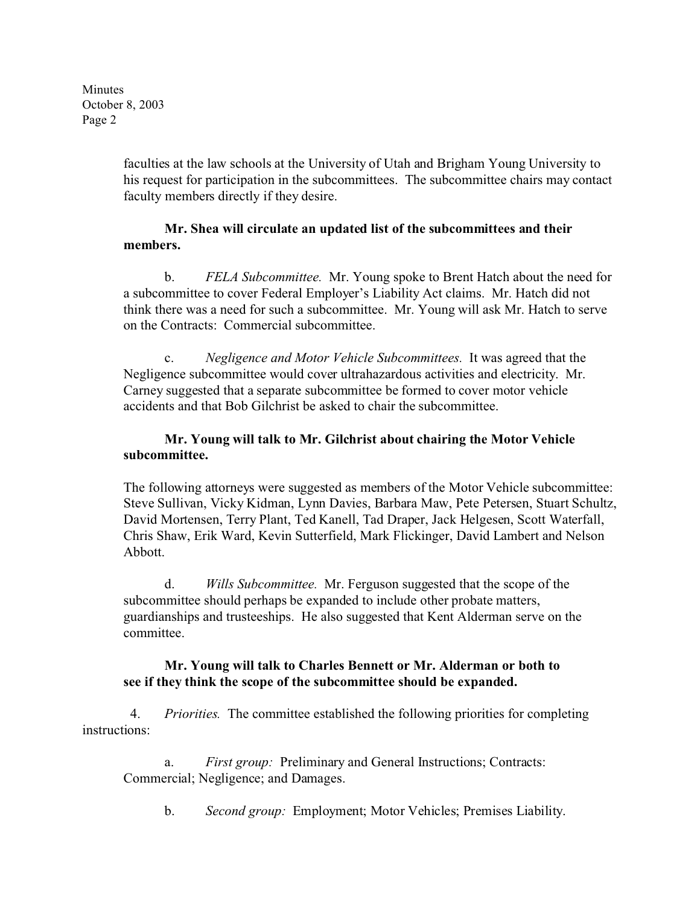faculties at the law schools at the University of Utah and Brigham Young University to his request for participation in the subcommittees. The subcommittee chairs may contact faculty members directly if they desire.

**Mr. Shea will circulate an updated list of the subcommittees and their members.**

b. *FELA Subcommittee.* Mr. Young spoke to Brent Hatch about the need for a subcommittee to cover Federal Employer's Liability Act claims. Mr. Hatch did not think there was a need for such a subcommittee. Mr. Young will ask Mr. Hatch to serve on the Contracts: Commercial subcommittee.

c. *Negligence and Motor Vehicle Subcommittees.* It was agreed that the Negligence subcommittee would cover ultrahazardous activities and electricity. Mr. Carney suggested that a separate subcommittee be formed to cover motor vehicle accidents and that Bob Gilchrist be asked to chair the subcommittee.

**Mr. Young will talk to Mr. Gilchrist about chairing the Motor Vehicle subcommittee.**

The following attorneys were suggested as members of the Motor Vehicle subcommittee: Steve Sullivan, Vicky Kidman, Lynn Davies, Barbara Maw, Pete Petersen, Stuart Schultz, David Mortensen, Terry Plant, Ted Kanell, Tad Draper, Jack Helgesen, Scott Waterfall, Chris Shaw, Erik Ward, Kevin Sutterfield, Mark Flickinger, David Lambert and Nelson Abbott.

d. *Wills Subcommittee.* Mr. Ferguson suggested that the scope of the subcommittee should perhaps be expanded to include other probate matters, guardianships and trusteeships. He also suggested that Kent Alderman serve on the committee.

**Mr. Young will talk to Charles Bennett or Mr. Alderman or both to see if they think the scope of the subcommittee should be expanded.**

4. *Priorities.* The committee established the following priorities for completing instructions:

a. *First group:* Preliminary and General Instructions; Contracts: Commercial; Negligence; and Damages.

b. *Second group:* Employment; Motor Vehicles; Premises Liability.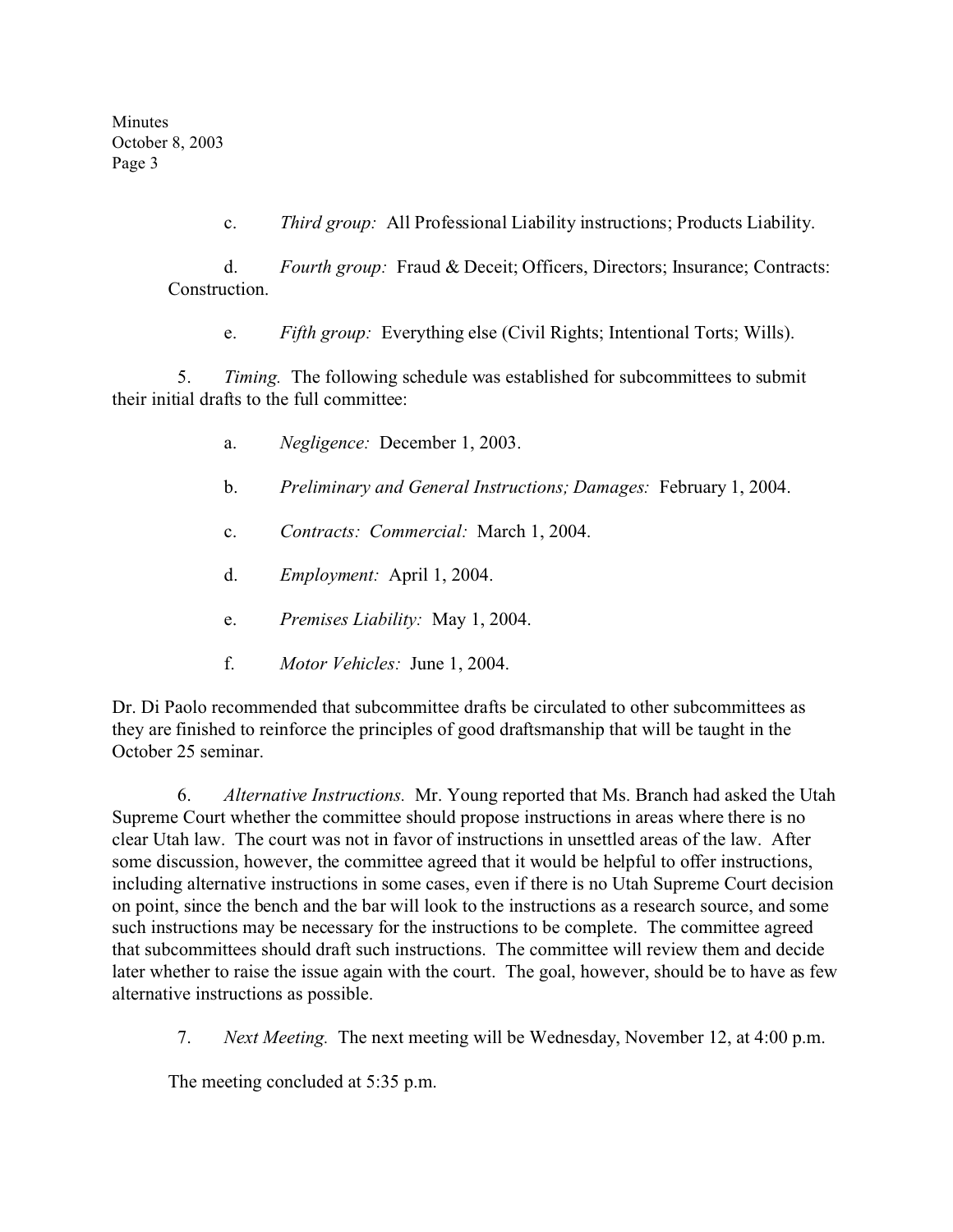c. *Third group:* All Professional Liability instructions; Products Liability.

d. *Fourth group:* Fraud & Deceit; Officers, Directors; Insurance; Contracts: Construction.

e. *Fifth group:* Everything else (Civil Rights; Intentional Torts; Wills).

5. *Timing.* The following schedule was established for subcommittees to submit their initial drafts to the full committee:

a. *Negligence:* December 1, 2003.

b. *Preliminary and General Instructions; Damages:* February 1, 2004.

c. *Contracts: Commercial:* March 1, 2004.

d. *Employment:* April 1, 2004.

e. *Premises Liability:* May 1, 2004.

f. *Motor Vehicles:* June 1, 2004.

Dr. Di Paolo recommended that subcommittee drafts be circulated to other subcommittees as they are finished to reinforce the principles of good draftsmanship that will be taught in the October 25 seminar.

6. *Alternative Instructions.* Mr. Young reported that Ms. Branch had asked the Utah Supreme Court whether the committee should propose instructions in areas where there is no clear Utah law. The court was not in favor of instructions in unsettled areas of the law. After some discussion, however, the committee agreed that it would be helpful to offer instructions, including alternative instructions in some cases, even if there is no Utah Supreme Court decision on point, since the bench and the bar will look to the instructions as a research source, and some such instructions may be necessary for the instructions to be complete. The committee agreed that subcommittees should draft such instructions. The committee will review them and decide later whether to raise the issue again with the court. The goal, however, should be to have as few alternative instructions as possible.

7. *Next Meeting.* The next meeting will be Wednesday, November 12, at 4:00 p.m.

The meeting concluded at 5:35 p.m.